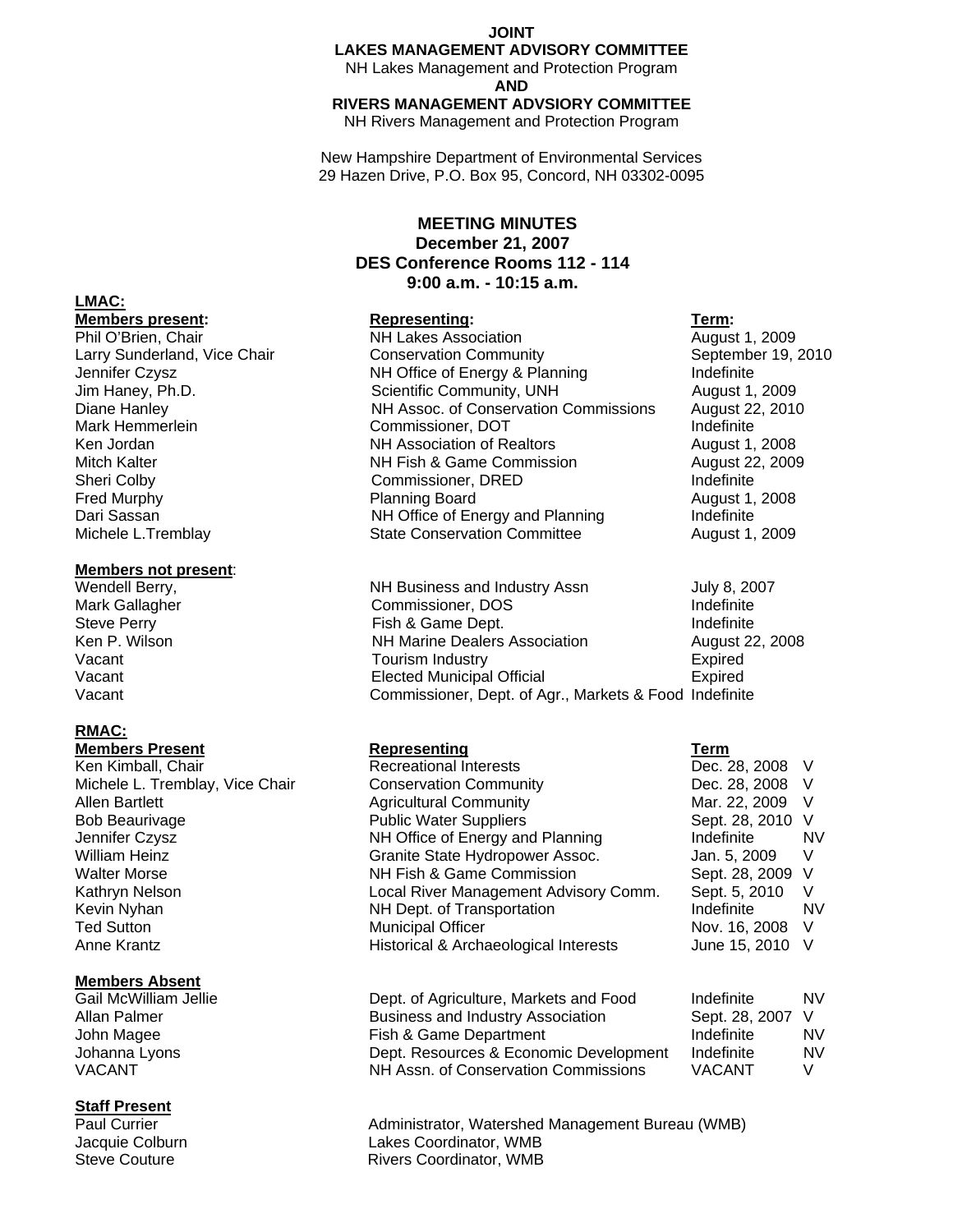**JOINT**

**LAKES MANAGEMENT ADVISORY COMMITTEE**

NH Lakes Management and Protection Program

**AND**

**RIVERS MANAGEMENT ADVSIORY COMMITTEE**

NH Rivers Management and Protection Program

New Hampshire Department of Environmental Services
29 Hazen Drive, P.O. Box 95, Concord, NH 03302-0095

# MEETING MINUTES
**December 21, 2007**
**DES Conference Rooms 112 - 114**
**9:00 a.m. - 10:15 a.m.**

## LMAC:

| **Members present:** | **Representing:** | **Term:** |
|---|---|---|
| Phil O'Brien, Chair | NH Lakes Association | August 1, 2009 |
| Larry Sunderland, Vice Chair | Conservation Community | September 19, 2010 |
| Jennifer Czysz | NH Office of Energy & Planning | Indefinite |
| Jim Haney, Ph.D. | Scientific Community, UNH | August 1, 2009 |
| Diane Hanley | NH Assoc. of Conservation Commissions | August 22, 2010 |
| Mark Hemmerlein | Commissioner, DOT | Indefinite |
| Ken Jordan | NH Association of Realtors | August 1, 2008 |
| Mitch Kalter | NH Fish & Game Commission | August 22, 2009 |
| Sheri Colby | Commissioner, DRED | Indefinite |
| Fred Murphy | Planning Board | August 1, 2008 |
| Dari Sassan | NH Office of Energy and Planning | Indefinite |
| Michele L.Tremblay | State Conservation Committee | August 1, 2009 |

| **Members not present**: | | |
|---|---|---|
| Wendell Berry, | NH Business and Industry Assn | July 8, 2007 |
| Mark Gallagher | Commissioner, DOS | Indefinite |
| Steve Perry | Fish & Game Dept. | Indefinite |
| Ken P. Wilson | NH Marine Dealers Association | August 22, 2008 |
| Vacant | Tourism Industry | Expired |
| Vacant | Elected Municipal Official | Expired |
| Vacant | Commissioner, Dept. of Agr., Markets & Food | Indefinite |

## RMAC:

| **Members Present** | **Representing** | **Term** | |
|---|---|---|---|
| Ken Kimball, Chair | Recreational Interests | Dec. 28, 2008 | V |
| Michele L. Tremblay, Vice Chair | Conservation Community | Dec. 28, 2008 | V |
| Allen Bartlett | Agricultural Community | Mar. 22, 2009 | V |
| Bob Beaurivage | Public Water Suppliers | Sept. 28, 2010 | V |
| Jennifer Czysz | NH Office of Energy and Planning | Indefinite | NV |
| William Heinz | Granite State Hydropower Assoc. | Jan. 5, 2009 | V |
| Walter Morse | NH Fish & Game Commission | Sept. 28, 2009 | V |
| Kathryn Nelson | Local River Management Advisory Comm. | Sept. 5, 2010 | V |
| Kevin Nyhan | NH Dept. of Transportation | Indefinite | NV |
| Ted Sutton | Municipal Officer | Nov. 16, 2008 | V |
| Anne Krantz | Historical & Archaeological Interests | June 15, 2010 | V |

| **Members Absent** | | | |
|---|---|---|---|
| Gail McWilliam Jellie | Dept. of Agriculture, Markets and Food | Indefinite | NV |
| Allan Palmer | Business and Industry Association | Sept. 28, 2007 | V |
| John Magee | Fish & Game Department | Indefinite | NV |
| Johanna Lyons | Dept. Resources & Economic Development | Indefinite | NV |
| VACANT | NH Assn. of Conservation Commissions | VACANT | V |

| **Staff Present** | |
|---|---|
| Paul Currier | Administrator, Watershed Management Bureau (WMB) |
| Jacquie Colburn | Lakes Coordinator, WMB |
| Steve Couture | Rivers Coordinator, WMB |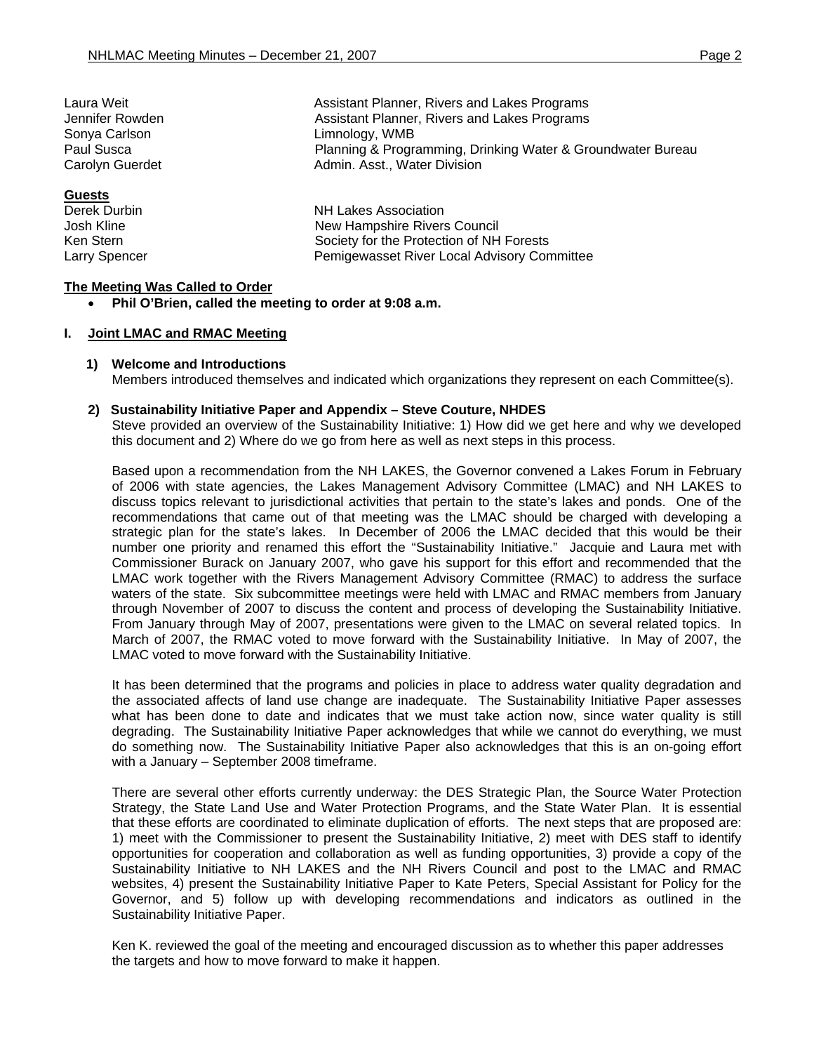| | |
|---|---|
| Laura Weit | Assistant Planner, Rivers and Lakes Programs |
| Jennifer Rowden | Assistant Planner, Rivers and Lakes Programs |
| Sonya Carlson | Limnology, WMB |
| Paul Susca | Planning & Programming, Drinking Water & Groundwater Bureau |
| Carolyn Guerdet | Admin. Asst., Water Division |

**Guests**

| | |
|---|---|
| Derek Durbin | NH Lakes Association |
| Josh Kline | New Hampshire Rivers Council |
| Ken Stern | Society for the Protection of NH Forests |
| Larry Spencer | Pemigewasset River Local Advisory Committee |

**The Meeting Was Called to Order**

- **Phil O'Brien, called the meeting to order at 9:08 a.m.**

## I. Joint LMAC and RMAC Meeting

**1) Welcome and Introductions**

Members introduced themselves and indicated which organizations they represent on each Committee(s).

**2) Sustainability Initiative Paper and Appendix – Steve Couture, NHDES**

Steve provided an overview of the Sustainability Initiative: 1) How did we get here and why we developed this document and 2) Where do we go from here as well as next steps in this process.

Based upon a recommendation from the NH LAKES, the Governor convened a Lakes Forum in February of 2006 with state agencies, the Lakes Management Advisory Committee (LMAC) and NH LAKES to discuss topics relevant to jurisdictional activities that pertain to the state's lakes and ponds. One of the recommendations that came out of that meeting was the LMAC should be charged with developing a strategic plan for the state's lakes. In December of 2006 the LMAC decided that this would be their number one priority and renamed this effort the "Sustainability Initiative." Jacquie and Laura met with Commissioner Burack on January 2007, who gave his support for this effort and recommended that the LMAC work together with the Rivers Management Advisory Committee (RMAC) to address the surface waters of the state. Six subcommittee meetings were held with LMAC and RMAC members from January through November of 2007 to discuss the content and process of developing the Sustainability Initiative. From January through May of 2007, presentations were given to the LMAC on several related topics. In March of 2007, the RMAC voted to move forward with the Sustainability Initiative. In May of 2007, the LMAC voted to move forward with the Sustainability Initiative.

It has been determined that the programs and policies in place to address water quality degradation and the associated affects of land use change are inadequate. The Sustainability Initiative Paper assesses what has been done to date and indicates that we must take action now, since water quality is still degrading. The Sustainability Initiative Paper acknowledges that while we cannot do everything, we must do something now. The Sustainability Initiative Paper also acknowledges that this is an on-going effort with a January – September 2008 timeframe.

There are several other efforts currently underway: the DES Strategic Plan, the Source Water Protection Strategy, the State Land Use and Water Protection Programs, and the State Water Plan. It is essential that these efforts are coordinated to eliminate duplication of efforts. The next steps that are proposed are: 1) meet with the Commissioner to present the Sustainability Initiative, 2) meet with DES staff to identify opportunities for cooperation and collaboration as well as funding opportunities, 3) provide a copy of the Sustainability Initiative to NH LAKES and the NH Rivers Council and post to the LMAC and RMAC websites, 4) present the Sustainability Initiative Paper to Kate Peters, Special Assistant for Policy for the Governor, and 5) follow up with developing recommendations and indicators as outlined in the Sustainability Initiative Paper.

Ken K. reviewed the goal of the meeting and encouraged discussion as to whether this paper addresses the targets and how to move forward to make it happen.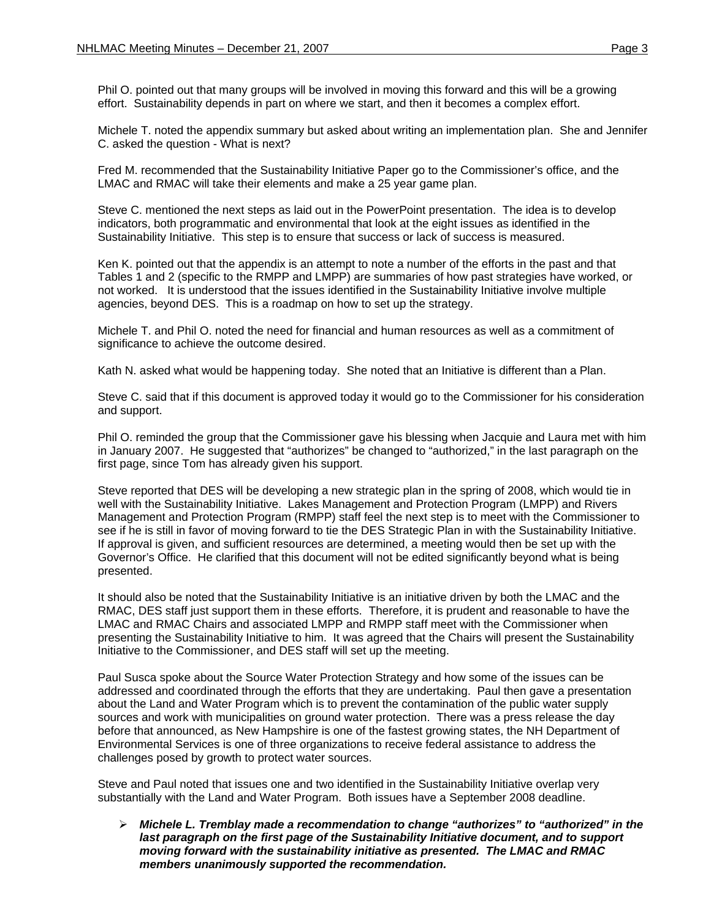Phil O. pointed out that many groups will be involved in moving this forward and this will be a growing effort. Sustainability depends in part on where we start, and then it becomes a complex effort.

Michele T. noted the appendix summary but asked about writing an implementation plan. She and Jennifer C. asked the question - What is next?

Fred M. recommended that the Sustainability Initiative Paper go to the Commissioner's office, and the LMAC and RMAC will take their elements and make a 25 year game plan.

Steve C. mentioned the next steps as laid out in the PowerPoint presentation. The idea is to develop indicators, both programmatic and environmental that look at the eight issues as identified in the Sustainability Initiative. This step is to ensure that success or lack of success is measured.

Ken K. pointed out that the appendix is an attempt to note a number of the efforts in the past and that Tables 1 and 2 (specific to the RMPP and LMPP) are summaries of how past strategies have worked, or not worked. It is understood that the issues identified in the Sustainability Initiative involve multiple agencies, beyond DES. This is a roadmap on how to set up the strategy.

Michele T. and Phil O. noted the need for financial and human resources as well as a commitment of significance to achieve the outcome desired.

Kath N. asked what would be happening today. She noted that an Initiative is different than a Plan.

Steve C. said that if this document is approved today it would go to the Commissioner for his consideration and support.

Phil O. reminded the group that the Commissioner gave his blessing when Jacquie and Laura met with him in January 2007. He suggested that "authorizes" be changed to "authorized," in the last paragraph on the first page, since Tom has already given his support.

Steve reported that DES will be developing a new strategic plan in the spring of 2008, which would tie in well with the Sustainability Initiative. Lakes Management and Protection Program (LMPP) and Rivers Management and Protection Program (RMPP) staff feel the next step is to meet with the Commissioner to see if he is still in favor of moving forward to tie the DES Strategic Plan in with the Sustainability Initiative. If approval is given, and sufficient resources are determined, a meeting would then be set up with the Governor's Office. He clarified that this document will not be edited significantly beyond what is being presented.

It should also be noted that the Sustainability Initiative is an initiative driven by both the LMAC and the RMAC, DES staff just support them in these efforts. Therefore, it is prudent and reasonable to have the LMAC and RMAC Chairs and associated LMPP and RMPP staff meet with the Commissioner when presenting the Sustainability Initiative to him. It was agreed that the Chairs will present the Sustainability Initiative to the Commissioner, and DES staff will set up the meeting.

Paul Susca spoke about the Source Water Protection Strategy and how some of the issues can be addressed and coordinated through the efforts that they are undertaking. Paul then gave a presentation about the Land and Water Program which is to prevent the contamination of the public water supply sources and work with municipalities on ground water protection. There was a press release the day before that announced, as New Hampshire is one of the fastest growing states, the NH Department of Environmental Services is one of three organizations to receive federal assistance to address the challenges posed by growth to protect water sources.

Steve and Paul noted that issues one and two identified in the Sustainability Initiative overlap very substantially with the Land and Water Program. Both issues have a September 2008 deadline.

- ***Michele L. Tremblay made a recommendation to change "authorizes" to "authorized" in the last paragraph on the first page of the Sustainability Initiative document, and to support moving forward with the sustainability initiative as presented. The LMAC and RMAC members unanimously supported the recommendation.***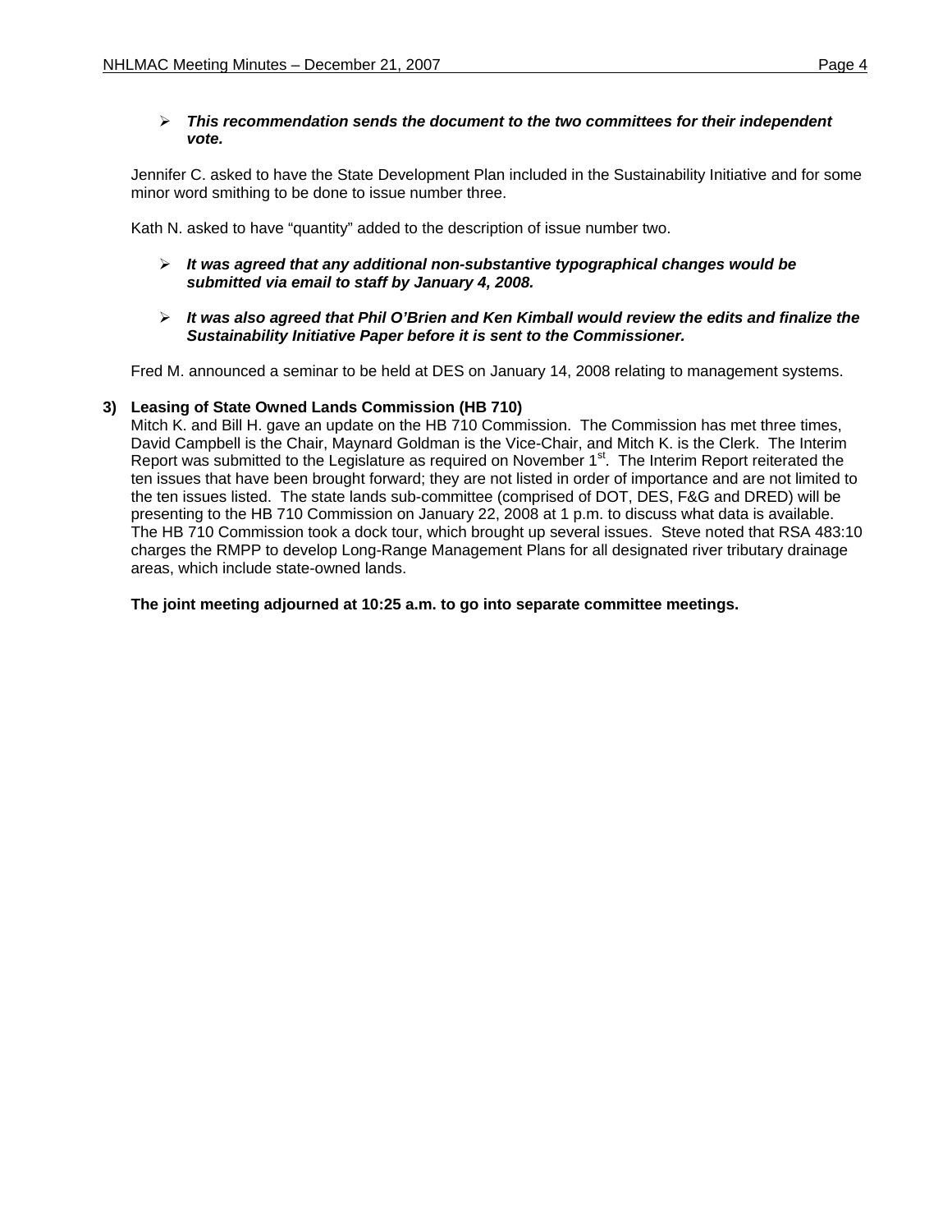- ***This recommendation sends the document to the two committees for their independent vote.***

Jennifer C. asked to have the State Development Plan included in the Sustainability Initiative and for some minor word smithing to be done to issue number three.

Kath N. asked to have "quantity" added to the description of issue number two.

- ***It was agreed that any additional non-substantive typographical changes would be submitted via email to staff by January 4, 2008.***

- ***It was also agreed that Phil O'Brien and Ken Kimball would review the edits and finalize the Sustainability Initiative Paper before it is sent to the Commissioner.***

Fred M. announced a seminar to be held at DES on January 14, 2008 relating to management systems.

**3) Leasing of State Owned Lands Commission (HB 710)**

Mitch K. and Bill H. gave an update on the HB 710 Commission. The Commission has met three times, David Campbell is the Chair, Maynard Goldman is the Vice-Chair, and Mitch K. is the Clerk. The Interim Report was submitted to the Legislature as required on November 1st. The Interim Report reiterated the ten issues that have been brought forward; they are not listed in order of importance and are not limited to the ten issues listed. The state lands sub-committee (comprised of DOT, DES, F&G and DRED) will be presenting to the HB 710 Commission on January 22, 2008 at 1 p.m. to discuss what data is available. The HB 710 Commission took a dock tour, which brought up several issues. Steve noted that RSA 483:10 charges the RMPP to develop Long-Range Management Plans for all designated river tributary drainage areas, which include state-owned lands.

**The joint meeting adjourned at 10:25 a.m. to go into separate committee meetings.**